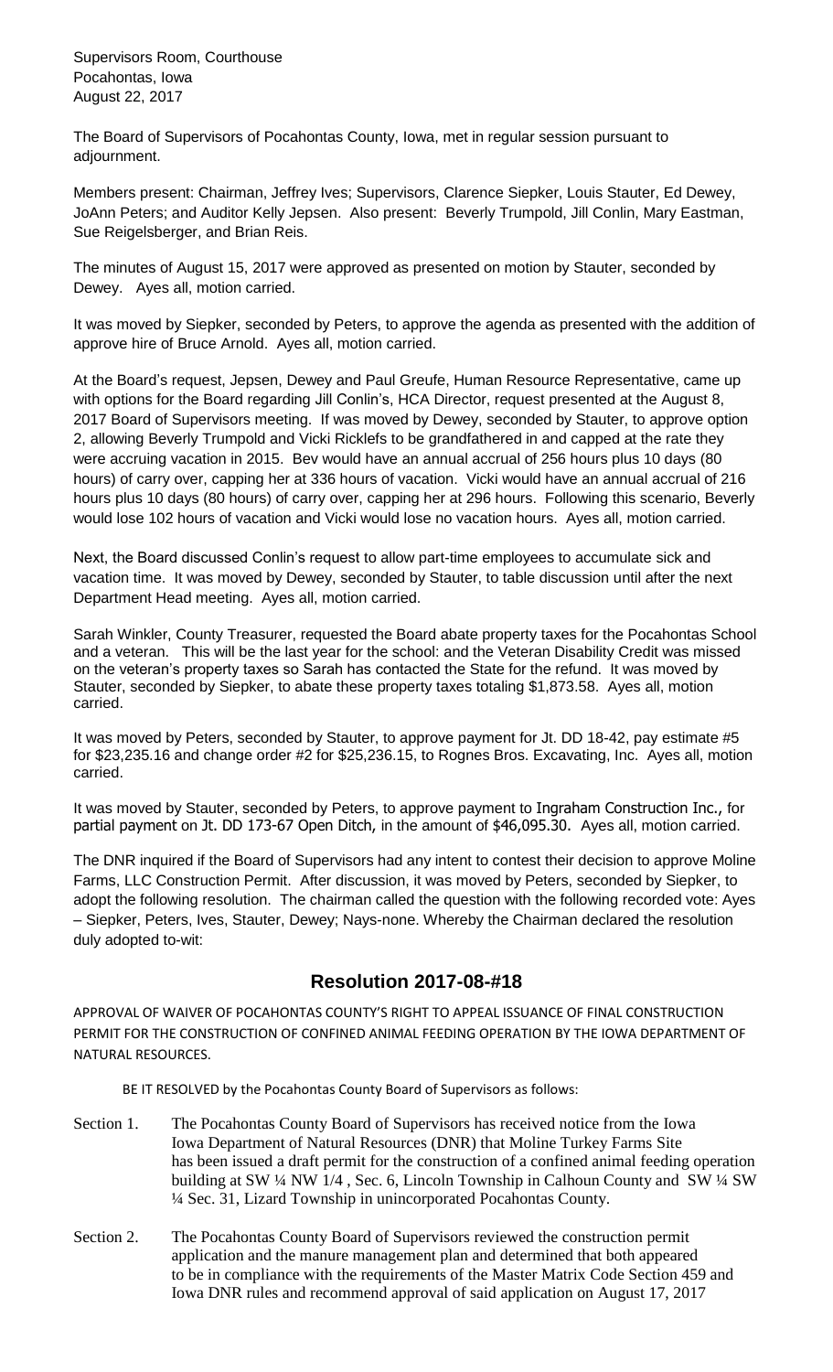Supervisors Room, Courthouse
Pocahontas, Iowa
August 22, 2017

The Board of Supervisors of Pocahontas County, Iowa, met in regular session pursuant to adjournment.

Members present: Chairman, Jeffrey Ives; Supervisors, Clarence Siepker, Louis Stauter, Ed Dewey, JoAnn Peters; and Auditor Kelly Jepsen. Also present: Beverly Trumpold, Jill Conlin, Mary Eastman, Sue Reigelsberger, and Brian Reis.

The minutes of August 15, 2017 were approved as presented on motion by Stauter, seconded by Dewey. Ayes all, motion carried.

It was moved by Siepker, seconded by Peters, to approve the agenda as presented with the addition of approve hire of Bruce Arnold. Ayes all, motion carried.

At the Board's request, Jepsen, Dewey and Paul Greufe, Human Resource Representative, came up with options for the Board regarding Jill Conlin's, HCA Director, request presented at the August 8, 2017 Board of Supervisors meeting. If was moved by Dewey, seconded by Stauter, to approve option 2, allowing Beverly Trumpold and Vicki Ricklefs to be grandfathered in and capped at the rate they were accruing vacation in 2015. Bev would have an annual accrual of 256 hours plus 10 days (80 hours) of carry over, capping her at 336 hours of vacation. Vicki would have an annual accrual of 216 hours plus 10 days (80 hours) of carry over, capping her at 296 hours. Following this scenario, Beverly would lose 102 hours of vacation and Vicki would lose no vacation hours. Ayes all, motion carried.

Next, the Board discussed Conlin's request to allow part-time employees to accumulate sick and vacation time. It was moved by Dewey, seconded by Stauter, to table discussion until after the next Department Head meeting. Ayes all, motion carried.

Sarah Winkler, County Treasurer, requested the Board abate property taxes for the Pocahontas School and a veteran. This will be the last year for the school: and the Veteran Disability Credit was missed on the veteran's property taxes so Sarah has contacted the State for the refund. It was moved by Stauter, seconded by Siepker, to abate these property taxes totaling $1,873.58. Ayes all, motion carried.

It was moved by Peters, seconded by Stauter, to approve payment for Jt. DD 18-42, pay estimate #5 for $23,235.16 and change order #2 for $25,236.15, to Rognes Bros. Excavating, Inc. Ayes all, motion carried.

It was moved by Stauter, seconded by Peters, to approve payment to Ingraham Construction Inc., for partial payment on Jt. DD 173-67 Open Ditch, in the amount of $46,095.30. Ayes all, motion carried.

The DNR inquired if the Board of Supervisors had any intent to contest their decision to approve Moline Farms, LLC Construction Permit. After discussion, it was moved by Peters, seconded by Siepker, to adopt the following resolution. The chairman called the question with the following recorded vote: Ayes – Siepker, Peters, Ives, Stauter, Dewey; Nays-none. Whereby the Chairman declared the resolution duly adopted to-wit:

## Resolution 2017-08-#18

APPROVAL OF WAIVER OF POCAHONTAS COUNTY'S RIGHT TO APPEAL ISSUANCE OF FINAL CONSTRUCTION PERMIT FOR THE CONSTRUCTION OF CONFINED ANIMAL FEEDING OPERATION BY THE IOWA DEPARTMENT OF NATURAL RESOURCES.

BE IT RESOLVED by the Pocahontas County Board of Supervisors as follows:

Section 1. The Pocahontas County Board of Supervisors has received notice from the Iowa Iowa Department of Natural Resources (DNR) that Moline Turkey Farms Site has been issued a draft permit for the construction of a confined animal feeding operation building at SW ¼ NW 1/4 , Sec. 6, Lincoln Township in Calhoun County and SW ¼ SW ¼ Sec. 31, Lizard Township in unincorporated Pocahontas County.

Section 2. The Pocahontas County Board of Supervisors reviewed the construction permit application and the manure management plan and determined that both appeared to be in compliance with the requirements of the Master Matrix Code Section 459 and Iowa DNR rules and recommend approval of said application on August 17, 2017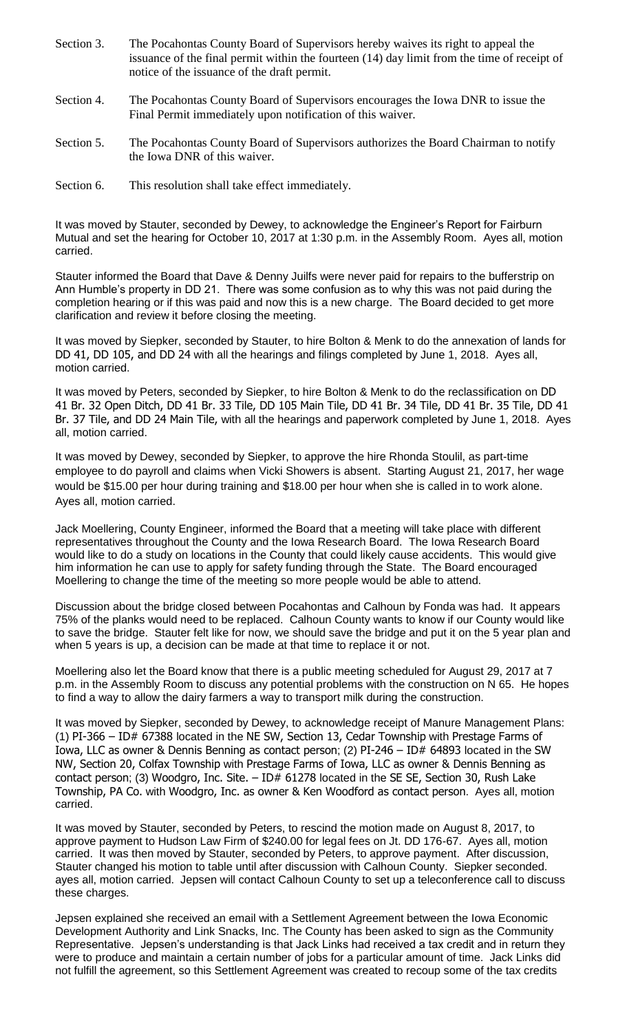Section 3. The Pocahontas County Board of Supervisors hereby waives its right to appeal the issuance of the final permit within the fourteen (14) day limit from the time of receipt of notice of the issuance of the draft permit.

Section 4. The Pocahontas County Board of Supervisors encourages the Iowa DNR to issue the Final Permit immediately upon notification of this waiver.

Section 5. The Pocahontas County Board of Supervisors authorizes the Board Chairman to notify the Iowa DNR of this waiver.

Section 6. This resolution shall take effect immediately.

It was moved by Stauter, seconded by Dewey, to acknowledge the Engineer's Report for Fairburn Mutual and set the hearing for October 10, 2017 at 1:30 p.m. in the Assembly Room. Ayes all, motion carried.

Stauter informed the Board that Dave & Denny Juilfs were never paid for repairs to the bufferstrip on Ann Humble's property in DD 21. There was some confusion as to why this was not paid during the completion hearing or if this was paid and now this is a new charge. The Board decided to get more clarification and review it before closing the meeting.

It was moved by Siepker, seconded by Stauter, to hire Bolton & Menk to do the annexation of lands for DD 41, DD 105, and DD 24 with all the hearings and filings completed by June 1, 2018. Ayes all, motion carried.

It was moved by Peters, seconded by Siepker, to hire Bolton & Menk to do the reclassification on DD 41 Br. 32 Open Ditch, DD 41 Br. 33 Tile, DD 105 Main Tile, DD 41 Br. 34 Tile, DD 41 Br. 35 Tile, DD 41 Br. 37 Tile, and DD 24 Main Tile, with all the hearings and paperwork completed by June 1, 2018. Ayes all, motion carried.

It was moved by Dewey, seconded by Siepker, to approve the hire Rhonda Stoulil, as part-time employee to do payroll and claims when Vicki Showers is absent. Starting August 21, 2017, her wage would be $15.00 per hour during training and $18.00 per hour when she is called in to work alone. Ayes all, motion carried.

Jack Moellering, County Engineer, informed the Board that a meeting will take place with different representatives throughout the County and the Iowa Research Board. The Iowa Research Board would like to do a study on locations in the County that could likely cause accidents. This would give him information he can use to apply for safety funding through the State. The Board encouraged Moellering to change the time of the meeting so more people would be able to attend.

Discussion about the bridge closed between Pocahontas and Calhoun by Fonda was had. It appears 75% of the planks would need to be replaced. Calhoun County wants to know if our County would like to save the bridge. Stauter felt like for now, we should save the bridge and put it on the 5 year plan and when 5 years is up, a decision can be made at that time to replace it or not.

Moellering also let the Board know that there is a public meeting scheduled for August 29, 2017 at 7 p.m. in the Assembly Room to discuss any potential problems with the construction on N 65. He hopes to find a way to allow the dairy farmers a way to transport milk during the construction.

It was moved by Siepker, seconded by Dewey, to acknowledge receipt of Manure Management Plans: (1) PI-366 – ID# 67388 located in the NE SW, Section 13, Cedar Township with Prestage Farms of Iowa, LLC as owner & Dennis Benning as contact person; (2) PI-246 – ID# 64893 located in the SW NW, Section 20, Colfax Township with Prestage Farms of Iowa, LLC as owner & Dennis Benning as contact person; (3) Woodgro, Inc. Site. – ID# 61278 located in the SE SE, Section 30, Rush Lake Township, PA Co. with Woodgro, Inc. as owner & Ken Woodford as contact person. Ayes all, motion carried.

It was moved by Stauter, seconded by Peters, to rescind the motion made on August 8, 2017, to approve payment to Hudson Law Firm of $240.00 for legal fees on Jt. DD 176-67. Ayes all, motion carried. It was then moved by Stauter, seconded by Peters, to approve payment. After discussion, Stauter changed his motion to table until after discussion with Calhoun County. Siepker seconded. ayes all, motion carried. Jepsen will contact Calhoun County to set up a teleconference call to discuss these charges.

Jepsen explained she received an email with a Settlement Agreement between the Iowa Economic Development Authority and Link Snacks, Inc. The County has been asked to sign as the Community Representative. Jepsen's understanding is that Jack Links had received a tax credit and in return they were to produce and maintain a certain number of jobs for a particular amount of time. Jack Links did not fulfill the agreement, so this Settlement Agreement was created to recoup some of the tax credits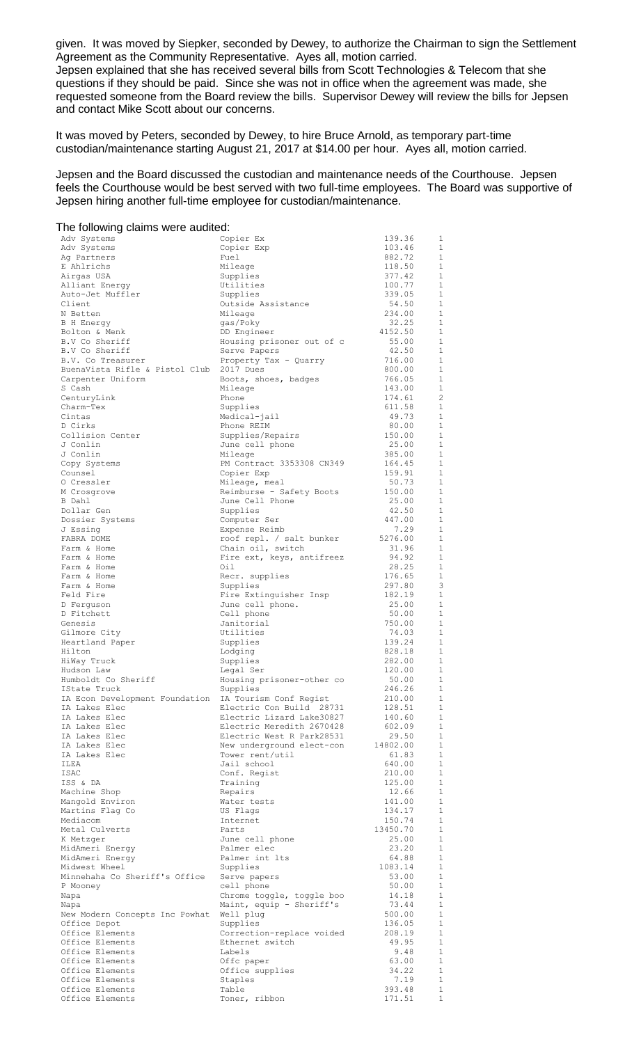given. It was moved by Siepker, seconded by Dewey, to authorize the Chairman to sign the Settlement Agreement as the Community Representative. Ayes all, motion carried.

Jepsen explained that she has received several bills from Scott Technologies & Telecom that she questions if they should be paid. Since she was not in office when the agreement was made, she requested someone from the Board review the bills. Supervisor Dewey will review the bills for Jepsen and contact Mike Scott about our concerns.

It was moved by Peters, seconded by Dewey, to hire Bruce Arnold, as temporary part-time custodian/maintenance starting August 21, 2017 at $14.00 per hour. Ayes all, motion carried.

Jepsen and the Board discussed the custodian and maintenance needs of the Courthouse. Jepsen feels the Courthouse would be best served with two full-time employees. The Board was supportive of Jepsen hiring another full-time employee for custodian/maintenance.

The following claims were audited:

| | | | |
|---|---|---|---|
| Adv Systems | Copier Ex | 139.36 | 1 |
| Adv Systems | Copier Exp | 103.46 | 1 |
| Ag Partners | Fuel | 882.72 | 1 |
| E Ahlrichs | Mileage | 118.50 | 1 |
| Airgas USA | Supplies | 377.42 | 1 |
| Alliant Energy | Utilities | 100.77 | 1 |
| Auto-Jet Muffler | Supplies | 339.05 | 1 |
| Client | Outside Assistance | 54.50 | 1 |
| N Betten | Mileage | 234.00 | 1 |
| B H Energy | gas/Poky | 32.25 | 1 |
| Bolton & Menk | DD Engineer | 4152.50 | 1 |
| B.V Co Sheriff | Housing prisoner out of c | 55.00 | 1 |
| B.V Co Sheriff | Serve Papers | 42.50 | 1 |
| B.V. Co Treasurer | Property Tax - Quarry | 716.00 | 1 |
| BuenaVista Rifle & Pistol Club | 2017 Dues | 800.00 | 1 |
| Carpenter Uniform | Boots, shoes, badges | 766.05 | 1 |
| S Cash | Mileage | 143.00 | 1 |
| CenturyLink | Phone | 174.61 | 2 |
| Charm-Tex | Supplies | 611.58 | 1 |
| Cintas | Medical-jail | 49.73 | 1 |
| D Cirks | Phone REIM | 80.00 | 1 |
| Collision Center | Supplies/Repairs | 150.00 | 1 |
| J Conlin | June cell phone | 25.00 | 1 |
| J Conlin | Mileage | 385.00 | 1 |
| Copy Systems | PM Contract 3353308 CN349 | 164.45 | 1 |
| Counsel | Copier Exp | 159.91 | 1 |
| O Cressler | Mileage, meal | 50.73 | 1 |
| M Crosgrove | Reimburse - Safety Boots | 150.00 | 1 |
| B Dahl | June Cell Phone | 25.00 | 1 |
| Dollar Gen | Supplies | 42.50 | 1 |
| Dossier Systems | Computer Ser | 447.00 | 1 |
| J Essing | Expense Reimb | 7.29 | 1 |
| FABRA DOME | roof repl. / salt bunker | 5276.00 | 1 |
| Farm & Home | Chain oil, switch | 31.96 | 1 |
| Farm & Home | Fire ext, keys, antifreez | 94.92 | 1 |
| Farm & Home | Oil | 28.25 | 1 |
| Farm & Home | Recr. supplies | 176.65 | 1 |
| Farm & Home | Supplies | 297.80 | 3 |
| Feld Fire | Fire Extinguisher Insp | 182.19 | 1 |
| D Ferguson | June cell phone. | 25.00 | 1 |
| D Fitchett | Cell phone | 50.00 | 1 |
| Genesis | Janitorial | 750.00 | 1 |
| Gilmore City | Utilities | 74.03 | 1 |
| Heartland Paper | Supplies | 139.24 | 1 |
| Hilton | Lodging | 828.18 | 1 |
| HiWay Truck | Supplies | 282.00 | 1 |
| Hudson Law | Legal Ser | 120.00 | 1 |
| Humboldt Co Sheriff | Housing prisoner-other co | 50.00 | 1 |
| IState Truck | Supplies | 246.26 | 1 |
| IA Econ Development Foundation | IA Tourism Conf Regist | 210.00 | 1 |
| IA Lakes Elec | Electric Con Build 28731 | 128.51 | 1 |
| IA Lakes Elec | Electric Lizard Lake30827 | 140.60 | 1 |
| IA Lakes Elec | Electric Meredith 2670428 | 602.09 | 1 |
| IA Lakes Elec | Electric West R Park28531 | 29.50 | 1 |
| IA Lakes Elec | New underground elect-con | 14802.00 | 1 |
| IA Lakes Elec | Tower rent/util | 61.83 | 1 |
| ILEA | Jail school | 640.00 | 1 |
| ISAC | Conf. Regist | 210.00 | 1 |
| ISS & DA | Training | 125.00 | 1 |
| Machine Shop | Repairs | 12.66 | 1 |
| Mangold Environ | Water tests | 141.00 | 1 |
| Martins Flag Co | US Flags | 134.17 | 1 |
| Mediacom | Internet | 150.74 | 1 |
| Metal Culverts | Parts | 13450.70 | 1 |
| K Metzger | June cell phone | 25.00 | 1 |
| MidAmeri Energy | Palmer elec | 23.20 | 1 |
| MidAmeri Energy | Palmer int lts | 64.88 | 1 |
| Midwest Wheel | Supplies | 1083.14 | 1 |
| Minnehaha Co Sheriff's Office | Serve papers | 53.00 | 1 |
| P Mooney | cell phone | 50.00 | 1 |
| Napa | Chrome toggle, toggle boo | 14.18 | 1 |
| Napa | Maint, equip - Sheriff's | 73.44 | 1 |
| New Modern Concepts Inc Powhat | Well plug | 500.00 | 1 |
| Office Depot | Supplies | 136.05 | 1 |
| Office Elements | Correction-replace voided | 208.19 | 1 |
| Office Elements | Ethernet switch | 49.95 | 1 |
| Office Elements | Labels | 9.48 | 1 |
| Office Elements | Offc paper | 63.00 | 1 |
| Office Elements | Office supplies | 34.22 | 1 |
| Office Elements | Staples | 7.19 | 1 |
| Office Elements | Table | 393.48 | 1 |
| Office Elements | Toner, ribbon | 171.51 | 1 |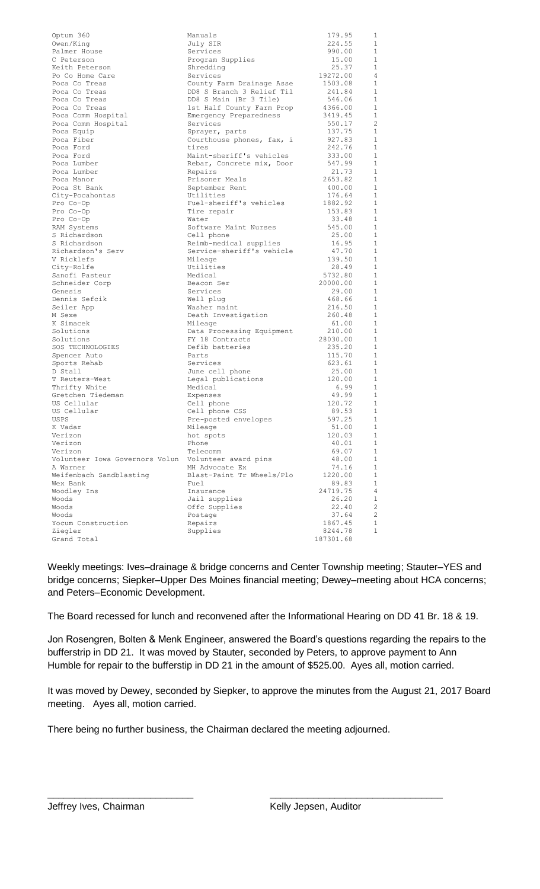| | | | |
|---|---|---|---|
| Optum 360 | Manuals | 179.95 | 1 |
| Owen/King | July SIR | 224.55 | 1 |
| Palmer House | Services | 990.00 | 1 |
| C Peterson | Program Supplies | 15.00 | 1 |
| Keith Peterson | Shredding | 25.37 | 1 |
| Po Co Home Care | Services | 19272.00 | 4 |
| Poca Co Treas | County Farm Drainage Asse | 1503.08 | 1 |
| Poca Co Treas | DD8 S Branch 3 Relief Til | 241.84 | 1 |
| Poca Co Treas | DD8 S Main (Br 3 Tile) | 546.06 | 1 |
| Poca Co Treas | 1st Half County Farm Prop | 4366.00 | 1 |
| Poca Comm Hospital | Emergency Preparedness | 3419.45 | 1 |
| Poca Comm Hospital | Services | 550.17 | 2 |
| Poca Equip | Sprayer, parts | 137.75 | 1 |
| Poca Fiber | Courthouse phones, fax, i | 927.83 | 1 |
| Poca Ford | tires | 242.76 | 1 |
| Poca Ford | Maint-sheriff's vehicles | 333.00 | 1 |
| Poca Lumber | Rebar, Concrete mix, Door | 547.99 | 1 |
| Poca Lumber | Repairs | 21.73 | 1 |
| Poca Manor | Prisoner Meals | 2653.82 | 1 |
| Poca St Bank | September Rent | 400.00 | 1 |
| City-Pocahontas | Utilities | 176.64 | 1 |
| Pro Co-Op | Fuel-sheriff's vehicles | 1882.92 | 1 |
| Pro Co-Op | Tire repair | 153.83 | 1 |
| Pro Co-Op | Water | 33.48 | 1 |
| RAM Systems | Software Maint Nurses | 545.00 | 1 |
| S Richardson | Cell phone | 25.00 | 1 |
| S Richardson | Reimb-medical supplies | 16.95 | 1 |
| Richardson's Serv | Service-sheriff's vehicle | 47.70 | 1 |
| V Ricklefs | Mileage | 139.50 | 1 |
| City-Rolfe | Utilities | 28.49 | 1 |
| Sanofi Pasteur | Medical | 5732.80 | 1 |
| Schneider Corp | Beacon Ser | 20000.00 | 1 |
| Genesis | Services | 29.00 | 1 |
| Dennis Sefcik | Well plug | 468.66 | 1 |
| Seiler App | Washer maint | 216.50 | 1 |
| M Sexe | Death Investigation | 260.48 | 1 |
| K Simacek | Mileage | 61.00 | 1 |
| Solutions | Data Processing Equipment | 210.00 | 1 |
| Solutions | FY 18 Contracts | 28030.00 | 1 |
| SOS TECHNOLOGIES | Defib batteries | 235.20 | 1 |
| Spencer Auto | Parts | 115.70 | 1 |
| Sports Rehab | Services | 623.61 | 1 |
| D Stall | June cell phone | 25.00 | 1 |
| T Reuters-West | Legal publications | 120.00 | 1 |
| Thrifty White | Medical | 6.99 | 1 |
| Gretchen Tiedeman | Expenses | 49.99 | 1 |
| US Cellular | Cell phone | 120.72 | 1 |
| US Cellular | Cell phone CSS | 89.53 | 1 |
| USPS | Pre-posted envelopes | 597.25 | 1 |
| K Vadar | Mileage | 51.00 | 1 |
| Verizon | hot spots | 120.03 | 1 |
| Verizon | Phone | 40.01 | 1 |
| Verizon | Telecomm | 69.07 | 1 |
| Volunteer Iowa Governors Volun | Volunteer award pins | 48.00 | 1 |
| A Warner | MH Advocate Ex | 74.16 | 1 |
| Weifenbach Sandblasting | Blast-Paint Tr Wheels/Plo | 1220.00 | 1 |
| Wex Bank | Fuel | 89.83 | 1 |
| Woodley Ins | Insurance | 24719.75 | 4 |
| Woods | Jail supplies | 26.20 | 1 |
| Woods | Offc Supplies | 22.40 | 2 |
| Woods | Postage | 37.64 | 2 |
| Yocum Construction | Repairs | 1867.45 | 1 |
| Ziegler | Supplies | 8244.78 | 1 |
| Grand Total | | 187301.68 | |

Weekly meetings: Ives–drainage & bridge concerns and Center Township meeting; Stauter–YES and bridge concerns; Siepker–Upper Des Moines financial meeting; Dewey–meeting about HCA concerns; and Peters–Economic Development.

The Board recessed for lunch and reconvened after the Informational Hearing on DD 41 Br. 18 & 19.

Jon Rosengren, Bolten & Menk Engineer, answered the Board's questions regarding the repairs to the bufferstrip in DD 21. It was moved by Stauter, seconded by Peters, to approve payment to Ann Humble for repair to the bufferstip in DD 21 in the amount of $525.00. Ayes all, motion carried.

It was moved by Dewey, seconded by Siepker, to approve the minutes from the August 21, 2017 Board meeting. Ayes all, motion carried.

There being no further business, the Chairman declared the meeting adjourned.

\_\_\_\_\_\_\_\_\_\_\_\_\_\_\_\_\_\_\_\_\_\_\_\_\_\_\_ \_\_\_\_\_\_\_\_\_\_\_\_\_\_\_\_\_\_\_\_\_\_\_\_\_\_\_\_\_\_\_

Jeffrey Ives, Chairman Kelly Jepsen, Auditor